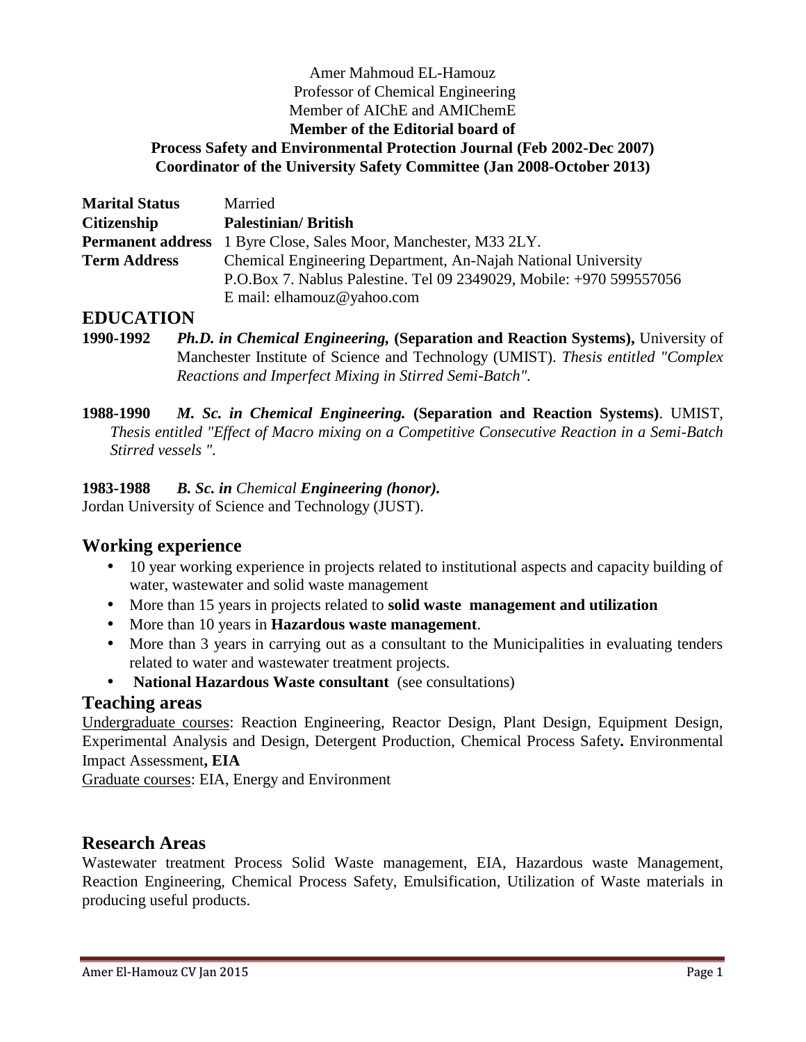Amer Mahmoud EL-Hamouz
Professor of Chemical Engineering
Member of AIChE and AMIChemE
**Member of the Editorial board of**
**Process Safety and Environmental Protection Journal (Feb 2002-Dec 2007)**
**Coordinator of the University Safety Committee (Jan 2008-October 2013)**

| | |
|---|---|
| **Marital Status** | Married |
| **Citizenship** | **Palestinian/ British** |
| **Permanent address** | 1 Byre Close, Sales Moor, Manchester, M33 2LY. |
| **Term Address** | Chemical Engineering Department, An-Najah National University<br>P.O.Box 7. Nablus Palestine. Tel 09 2349029, Mobile: +970 599557056<br>E mail: elhamouz@yahoo.com |

## EDUCATION

**1990-1992** ***Ph.D. in Chemical Engineering,*** **(Separation and Reaction Systems),** University of Manchester Institute of Science and Technology (UMIST). *Thesis entitled "Complex Reactions and Imperfect Mixing in Stirred Semi-Batch".*

**1988-1990** ***M. Sc. in Chemical Engineering.*** **(Separation and Reaction Systems)**. UMIST, *Thesis entitled "Effect of Macro mixing on a Competitive Consecutive Reaction in a Semi-Batch Stirred vessels ".*

**1983-1988** ***B. Sc. in*** *Chemical* ***Engineering (honor).***
Jordan University of Science and Technology (JUST).

## Working experience

- 10 year working experience in projects related to institutional aspects and capacity building of water, wastewater and solid waste management
- More than 15 years in projects related to **solid waste management and utilization**
- More than 10 years in **Hazardous waste management**.
- More than 3 years in carrying out as a consultant to the Municipalities in evaluating tenders related to water and wastewater treatment projects.
- **National Hazardous Waste consultant** (see consultations)

## Teaching areas

Undergraduate courses: Reaction Engineering, Reactor Design, Plant Design, Equipment Design, Experimental Analysis and Design, Detergent Production, Chemical Process Safety**.** Environmental Impact Assessment**, EIA**
Graduate courses: EIA, Energy and Environment

## Research Areas

Wastewater treatment Process Solid Waste management, EIA, Hazardous waste Management, Reaction Engineering, Chemical Process Safety, Emulsification, Utilization of Waste materials in producing useful products.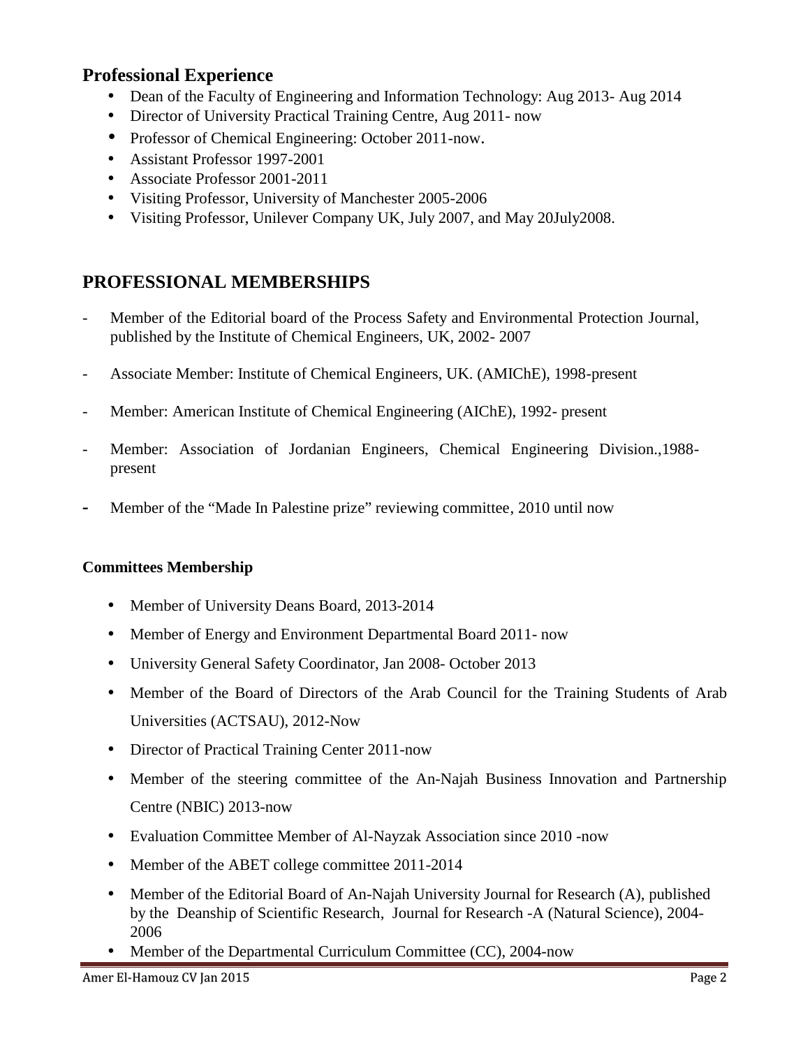## Professional Experience

- Dean of the Faculty of Engineering and Information Technology: Aug 2013- Aug 2014
- Director of University Practical Training Centre, Aug 2011- now
- Professor of Chemical Engineering: October 2011-now.
- Assistant Professor 1997-2001
- Associate Professor 2001-2011
- Visiting Professor, University of Manchester 2005-2006
- Visiting Professor, Unilever Company UK, July 2007, and May 20July2008.

## PROFESSIONAL MEMBERSHIPS

- Member of the Editorial board of the Process Safety and Environmental Protection Journal, published by the Institute of Chemical Engineers, UK, 2002- 2007
- Associate Member: Institute of Chemical Engineers, UK. (AMIChE), 1998-present
- Member: American Institute of Chemical Engineering (AIChE), 1992- present
- Member: Association of Jordanian Engineers, Chemical Engineering Division.,1988-present
- Member of the "Made In Palestine prize" reviewing committee, 2010 until now

**Committees Membership**

- Member of University Deans Board, 2013-2014
- Member of Energy and Environment Departmental Board 2011- now
- University General Safety Coordinator, Jan 2008- October 2013
- Member of the Board of Directors of the Arab Council for the Training Students of Arab Universities (ACTSAU), 2012-Now
- Director of Practical Training Center 2011-now
- Member of the steering committee of the An-Najah Business Innovation and Partnership Centre (NBIC) 2013-now
- Evaluation Committee Member of Al-Nayzak Association since 2010 -now
- Member of the ABET college committee 2011-2014
- Member of the Editorial Board of An-Najah University Journal for Research (A), published by the Deanship of Scientific Research, Journal for Research -A (Natural Science), 2004-2006
- Member of the Departmental Curriculum Committee (CC), 2004-now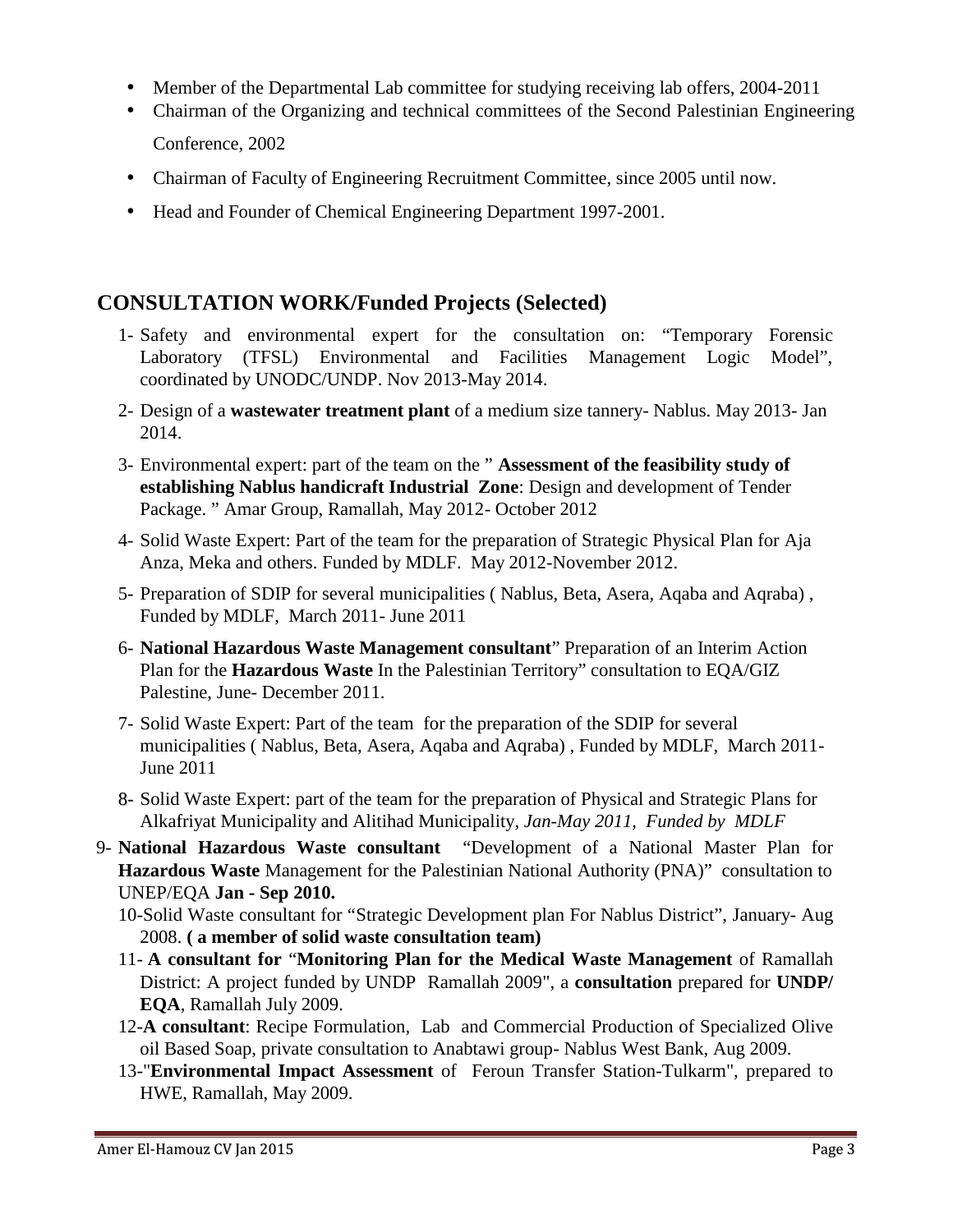- Member of the Departmental Lab committee for studying receiving lab offers, 2004-2011
- Chairman of the Organizing and technical committees of the Second Palestinian Engineering Conference, 2002
- Chairman of Faculty of Engineering Recruitment Committee, since 2005 until now.
- Head and Founder of Chemical Engineering Department 1997-2001.

## CONSULTATION WORK/Funded Projects (Selected)

1- Safety and environmental expert for the consultation on: "Temporary Forensic Laboratory (TFSL) Environmental and Facilities Management Logic Model", coordinated by UNODC/UNDP. Nov 2013-May 2014.

2- Design of a **wastewater treatment plant** of a medium size tannery- Nablus. May 2013- Jan 2014.

3- Environmental expert: part of the team on the " **Assessment of the feasibility study of establishing Nablus handicraft Industrial Zone**: Design and development of Tender Package. " Amar Group, Ramallah, May 2012- October 2012

4- Solid Waste Expert: Part of the team for the preparation of Strategic Physical Plan for Aja Anza, Meka and others. Funded by MDLF. May 2012-November 2012.

5- Preparation of SDIP for several municipalities ( Nablus, Beta, Asera, Aqaba and Aqraba) , Funded by MDLF, March 2011- June 2011

6- **National Hazardous Waste Management consultant**" Preparation of an Interim Action Plan for the **Hazardous Waste** In the Palestinian Territory" consultation to EQA/GIZ Palestine, June- December 2011.

7- Solid Waste Expert: Part of the team for the preparation of the SDIP for several municipalities ( Nablus, Beta, Asera, Aqaba and Aqraba) , Funded by MDLF, March 2011- June 2011

8- Solid Waste Expert: part of the team for the preparation of Physical and Strategic Plans for Alkafriyat Municipality and Alitihad Municipality, *Jan-May 2011, Funded by MDLF*

9- **National Hazardous Waste consultant** "Development of a National Master Plan for **Hazardous Waste** Management for the Palestinian National Authority (PNA)" consultation to UNEP/EQA **Jan - Sep 2010.**

10-Solid Waste consultant for "Strategic Development plan For Nablus District", January- Aug 2008. **( a member of solid waste consultation team)**

11- **A consultant for** "**Monitoring Plan for the Medical Waste Management** of Ramallah District: A project funded by UNDP Ramallah 2009", a **consultation** prepared for **UNDP/ EQA**, Ramallah July 2009.

12-**A consultant**: Recipe Formulation, Lab and Commercial Production of Specialized Olive oil Based Soap, private consultation to Anabtawi group- Nablus West Bank, Aug 2009.

13-"**Environmental Impact Assessment** of Feroun Transfer Station-Tulkarm", prepared to HWE, Ramallah, May 2009.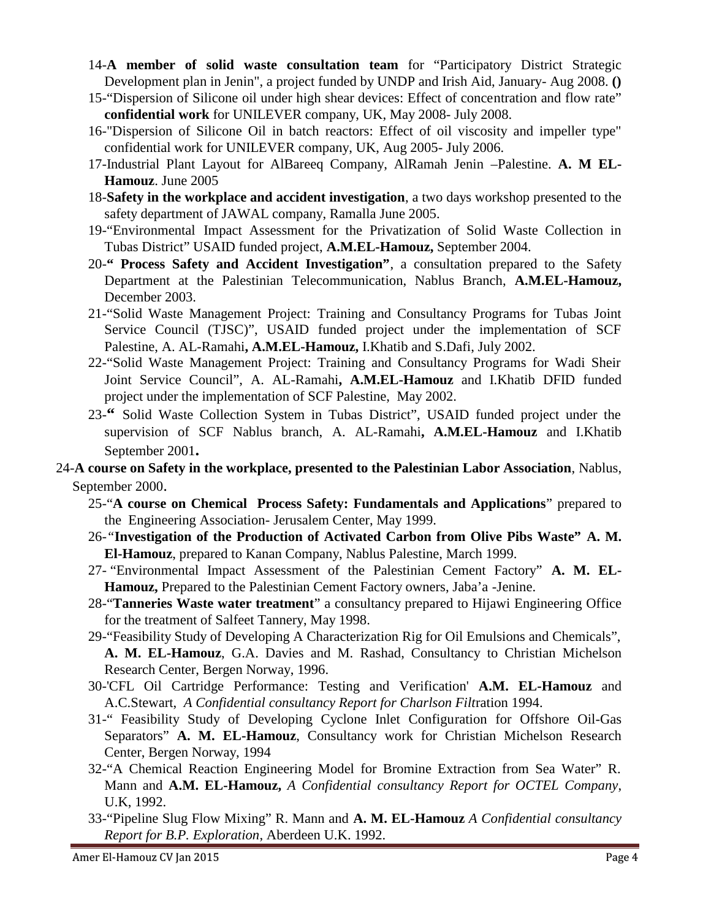14-**A member of solid waste consultation team** for "Participatory District Strategic Development plan in Jenin", a project funded by UNDP and Irish Aid, January- Aug 2008. **()**

15-"Dispersion of Silicone oil under high shear devices: Effect of concentration and flow rate" **confidential work** for UNILEVER company, UK, May 2008- July 2008.

16-"Dispersion of Silicone Oil in batch reactors: Effect of oil viscosity and impeller type" confidential work for UNILEVER company, UK, Aug 2005- July 2006.

17-Industrial Plant Layout for AlBareeq Company, AlRamah Jenin –Palestine. **A. M EL-Hamouz**. June 2005

18-**Safety in the workplace and accident investigation**, a two days workshop presented to the safety department of JAWAL company, Ramalla June 2005.

19-"Environmental Impact Assessment for the Privatization of Solid Waste Collection in Tubas District" USAID funded project, **A.M.EL-Hamouz,** September 2004.

20-**" Process Safety and Accident Investigation"**, a consultation prepared to the Safety Department at the Palestinian Telecommunication, Nablus Branch, **A.M.EL-Hamouz,** December 2003.

21-"Solid Waste Management Project: Training and Consultancy Programs for Tubas Joint Service Council (TJSC)", USAID funded project under the implementation of SCF Palestine, A. AL-Ramahi**, A.M.EL-Hamouz,** I.Khatib and S.Dafi, July 2002.

22-"Solid Waste Management Project: Training and Consultancy Programs for Wadi Sheir Joint Service Council", A. AL-Ramahi**, A.M.EL-Hamouz** and I.Khatib DFID funded project under the implementation of SCF Palestine, May 2002.

23-**"** Solid Waste Collection System in Tubas District", USAID funded project under the supervision of SCF Nablus branch, A. AL-Ramahi**, A.M.EL-Hamouz** and I.Khatib September 2001**.**

24-**A course on Safety in the workplace, presented to the Palestinian Labor Association**, Nablus, September 2000.

25-"**A course on Chemical Process Safety: Fundamentals and Applications**" prepared to the Engineering Association- Jerusalem Center, May 1999.

26-"**Investigation of the Production of Activated Carbon from Olive Pibs Waste" A. M. El-Hamouz**, prepared to Kanan Company, Nablus Palestine, March 1999.

27- "Environmental Impact Assessment of the Palestinian Cement Factory" **A. M. EL-Hamouz,** Prepared to the Palestinian Cement Factory owners, Jaba'a -Jenine.

28-"**Tanneries Waste water treatment**" a consultancy prepared to Hijawi Engineering Office for the treatment of Salfeet Tannery, May 1998.

29-"Feasibility Study of Developing A Characterization Rig for Oil Emulsions and Chemicals", **A. M. EL-Hamouz**, G.A. Davies and M. Rashad, Consultancy to Christian Michelson Research Center, Bergen Norway, 1996.

30-'CFL Oil Cartridge Performance: Testing and Verification' **A.M. EL-Hamouz** and A.C.Stewart, *A Confidential consultancy Report for Charlson Filt*ration 1994.

31-" Feasibility Study of Developing Cyclone Inlet Configuration for Offshore Oil-Gas Separators" **A. M. EL-Hamouz**, Consultancy work for Christian Michelson Research Center, Bergen Norway, 1994

32-"A Chemical Reaction Engineering Model for Bromine Extraction from Sea Water" R. Mann and **A.M. EL-Hamouz,** *A Confidential consultancy Report for OCTEL Company*, U.K, 1992.

33-"Pipeline Slug Flow Mixing" R. Mann and **A. M. EL-Hamouz** *A Confidential consultancy Report for B.P. Exploration*, Aberdeen U.K. 1992.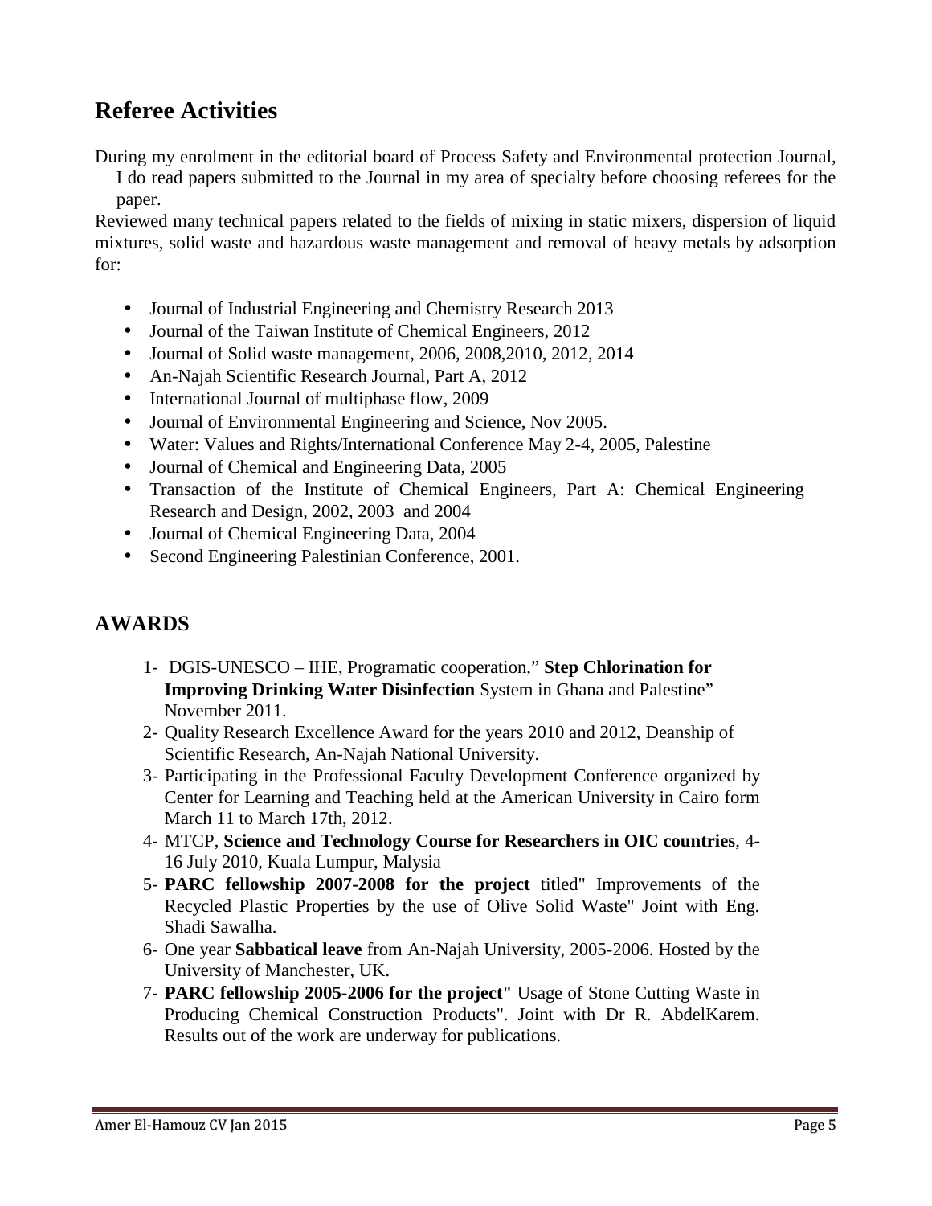## Referee Activities

During my enrolment in the editorial board of Process Safety and Environmental protection Journal, I do read papers submitted to the Journal in my area of specialty before choosing referees for the paper.

Reviewed many technical papers related to the fields of mixing in static mixers, dispersion of liquid mixtures, solid waste and hazardous waste management and removal of heavy metals by adsorption for:

- Journal of Industrial Engineering and Chemistry Research 2013
- Journal of the Taiwan Institute of Chemical Engineers, 2012
- Journal of Solid waste management, 2006, 2008,2010, 2012, 2014
- An-Najah Scientific Research Journal, Part A, 2012
- International Journal of multiphase flow, 2009
- Journal of Environmental Engineering and Science, Nov 2005.
- Water: Values and Rights/International Conference May 2-4, 2005, Palestine
- Journal of Chemical and Engineering Data, 2005
- Transaction of the Institute of Chemical Engineers, Part A: Chemical Engineering Research and Design, 2002, 2003 and 2004
- Journal of Chemical Engineering Data, 2004
- Second Engineering Palestinian Conference, 2001.

## AWARDS

1- DGIS-UNESCO – IHE, Programatic cooperation," **Step Chlorination for Improving Drinking Water Disinfection** System in Ghana and Palestine" November 2011.

2- Quality Research Excellence Award for the years 2010 and 2012, Deanship of Scientific Research, An-Najah National University.

3- Participating in the Professional Faculty Development Conference organized by Center for Learning and Teaching held at the American University in Cairo form March 11 to March 17th, 2012.

4- MTCP, **Science and Technology Course for Researchers in OIC countries**, 4-16 July 2010, Kuala Lumpur, Malysia

5- **PARC fellowship 2007-2008 for the project** titled" Improvements of the Recycled Plastic Properties by the use of Olive Solid Waste" Joint with Eng. Shadi Sawalha.

6- One year **Sabbatical leave** from An-Najah University, 2005-2006. Hosted by the University of Manchester, UK.

7- **PARC fellowship 2005-2006 for the project"** Usage of Stone Cutting Waste in Producing Chemical Construction Products". Joint with Dr R. AbdelKarem. Results out of the work are underway for publications.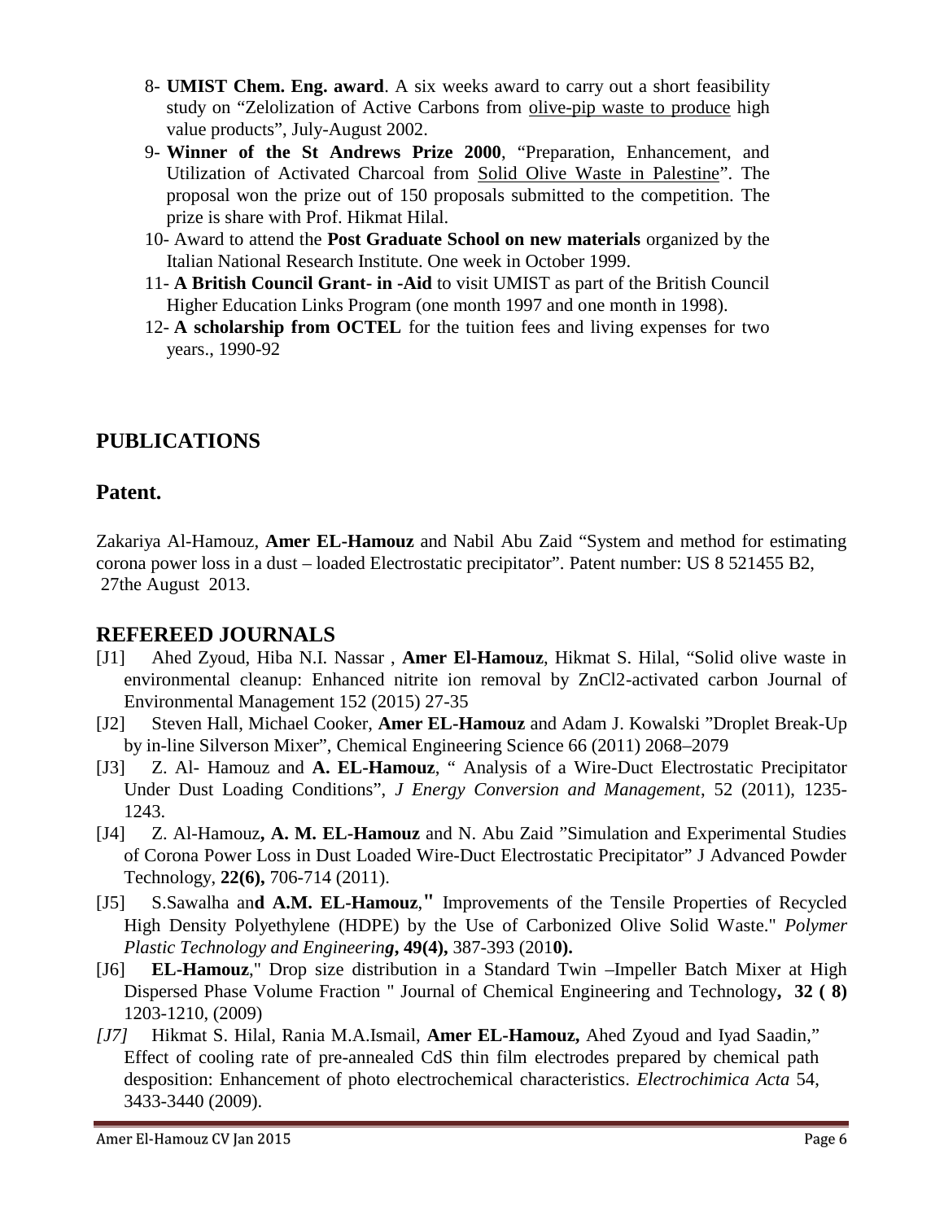8- **UMIST Chem. Eng. award**. A six weeks award to carry out a short feasibility study on "Zelolization of Active Carbons from olive-pip waste to produce high value products", July-August 2002.

9- **Winner of the St Andrews Prize 2000**, "Preparation, Enhancement, and Utilization of Activated Charcoal from Solid Olive Waste in Palestine". The proposal won the prize out of 150 proposals submitted to the competition. The prize is share with Prof. Hikmat Hilal.

10- Award to attend the **Post Graduate School on new materials** organized by the Italian National Research Institute. One week in October 1999.

11- **A British Council Grant- in -Aid** to visit UMIST as part of the British Council Higher Education Links Program (one month 1997 and one month in 1998).

12- **A scholarship from OCTEL** for the tuition fees and living expenses for two years., 1990-92

## PUBLICATIONS

### Patent.

Zakariya Al-Hamouz, **Amer EL-Hamouz** and Nabil Abu Zaid "System and method for estimating corona power loss in a dust – loaded Electrostatic precipitator". Patent number: US 8 521455 B2, 27the August 2013.

### REFEREED JOURNALS

[J1] Ahed Zyoud, Hiba N.I. Nassar , **Amer El-Hamouz**, Hikmat S. Hilal, "Solid olive waste in environmental cleanup: Enhanced nitrite ion removal by ZnCl2-activated carbon Journal of Environmental Management 152 (2015) 27-35

[J2] Steven Hall, Michael Cooker, **Amer EL-Hamouz** and Adam J. Kowalski "Droplet Break-Up by in-line Silverson Mixer", Chemical Engineering Science 66 (2011) 2068–2079

[J3] Z. Al- Hamouz and **A. EL-Hamouz**, " Analysis of a Wire-Duct Electrostatic Precipitator Under Dust Loading Conditions", *J Energy Conversion and Management*, 52 (2011), 1235-1243.

[J4] Z. Al-Hamouz**, A. M. EL-Hamouz** and N. Abu Zaid "Simulation and Experimental Studies of Corona Power Loss in Dust Loaded Wire-Duct Electrostatic Precipitator" J Advanced Powder Technology, **22(6),** 706-714 (2011).

[J5] S.Sawalha an**d A.M. EL-Hamouz**,**"** Improvements of the Tensile Properties of Recycled High Density Polyethylene (HDPE) by the Use of Carbonized Olive Solid Waste." *Polymer Plastic Technology and Engineerin**g***, **49(4),** 387-393 (201**0).**

[J6] **EL-Hamouz**," Drop size distribution in a Standard Twin –Impeller Batch Mixer at High Dispersed Phase Volume Fraction " Journal of Chemical Engineering and Technology**, 32 ( 8)** 1203-1210, (2009)

*[J7]* Hikmat S. Hilal, Rania M.A.Ismail, **Amer EL-Hamouz,** Ahed Zyoud and Iyad Saadin," Effect of cooling rate of pre-annealed CdS thin film electrodes prepared by chemical path desposition: Enhancement of photo electrochemical characteristics. *Electrochimica Acta* 54, 3433-3440 (2009).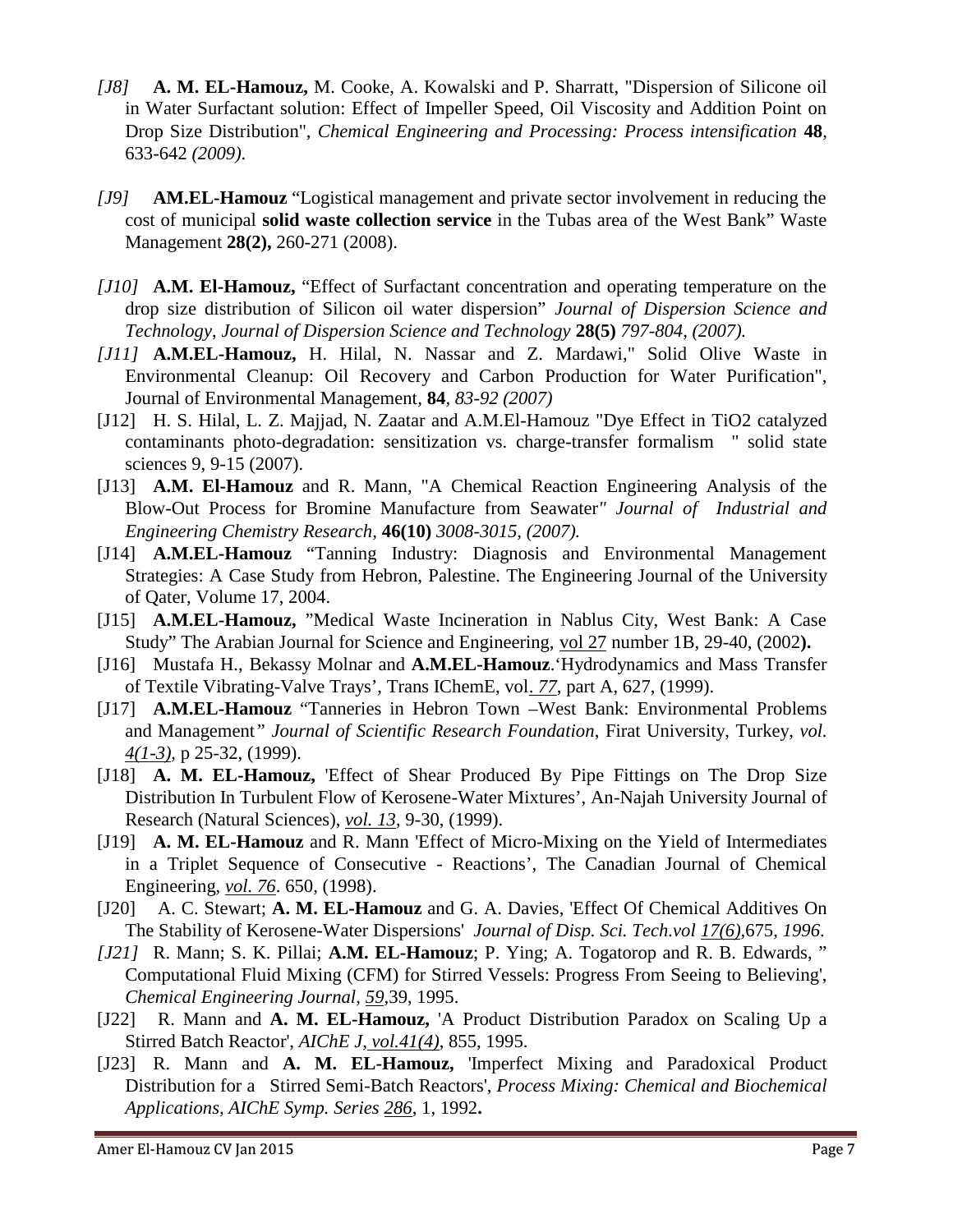*[J8]* **A. M. EL-Hamouz,** M. Cooke, A. Kowalski and P. Sharratt, "Dispersion of Silicone oil in Water Surfactant solution: Effect of Impeller Speed, Oil Viscosity and Addition Point on Drop Size Distribution", *Chemical Engineering and Processing: Process intensification* **48**, 633-642 *(2009)*.

*[J9]* **AM.EL-Hamouz** "Logistical management and private sector involvement in reducing the cost of municipal **solid waste collection service** in the Tubas area of the West Bank" Waste Management **28(2),** 260-271 (2008).

*[J10]* **A.M. El-Hamouz,** "Effect of Surfactant concentration and operating temperature on the drop size distribution of Silicon oil water dispersion" *Journal of Dispersion Science and Technology*, *Journal of Dispersion Science and Technology* **28(5)** *797-804, (2007).*

*[J11]* **A.M.EL-Hamouz,** H. Hilal, N. Nassar and Z. Mardawi," Solid Olive Waste in Environmental Cleanup: Oil Recovery and Carbon Production for Water Purification", Journal of Environmental Management, **84**, *83-92 (2007)*

[J12] H. S. Hilal, L. Z. Majjad, N. Zaatar and A.M.El-Hamouz "Dye Effect in TiO2 catalyzed contaminants photo-degradation: sensitization vs. charge-transfer formalism " solid state sciences 9, 9-15 (2007).

[J13] **A.M. El-Hamouz** and R. Mann, "A Chemical Reaction Engineering Analysis of the Blow-Out Process for Bromine Manufacture from Seawater*" Journal of Industrial and Engineering Chemistry Research,* **46(10)** *3008-3015, (2007).*

[J14] **A.M.EL-Hamouz** "Tanning Industry: Diagnosis and Environmental Management Strategies: A Case Study from Hebron, Palestine. The Engineering Journal of the University of Qater, Volume 17, 2004.

[J15] **A.M.EL-Hamouz,** "Medical Waste Incineration in Nablus City, West Bank: A Case Study" The Arabian Journal for Science and Engineering, vol 27 number 1B, 29-40, (2002**).**

[J16] Mustafa H., Bekassy Molnar and **A.M.EL-Hamouz**.'Hydrodynamics and Mass Transfer of Textile Vibrating-Valve Trays', Trans IChemE, vol*. 77*, part A, 627, (1999).

[J17] **A.M.EL-Hamouz** "Tanneries in Hebron Town –West Bank: Environmental Problems and Management*" Journal of Scientific Research Foundation*, Firat University, Turkey, *vol. 4(1-3)*, p 25-32, (1999).

[J18] **A. M. EL-Hamouz,** 'Effect of Shear Produced By Pipe Fittings on The Drop Size Distribution In Turbulent Flow of Kerosene-Water Mixtures', An-Najah University Journal of Research (Natural Sciences), *vol. 13*, 9-30, (1999).

[J19] **A. M. EL-Hamouz** and R. Mann 'Effect of Micro-Mixing on the Yield of Intermediates in a Triplet Sequence of Consecutive - Reactions', The Canadian Journal of Chemical Engineering, *vol. 76*. 650, (1998).

[J20] A. C. Stewart; **A. M. EL-Hamouz** and G. A. Davies, 'Effect Of Chemical Additives On The Stability of Kerosene-Water Dispersions' *Journal of Disp. Sci. Tech.vol 17(6)*,675, *1996*.

*[J21]* R. Mann; S. K. Pillai; **A.M. EL-Hamouz**; P. Ying; A. Togatorop and R. B. Edwards, " Computational Fluid Mixing (CFM) for Stirred Vessels: Progress From Seeing to Believing', *Chemical Engineering Journal*, *59*,39, 1995.

[J22] R. Mann and **A. M. EL-Hamouz,** 'A Product Distribution Paradox on Scaling Up a Stirred Batch Reactor', *AIChE J, vol.41(4)*, 855, 1995.

[J23] R. Mann and **A. M. EL-Hamouz,** 'Imperfect Mixing and Paradoxical Product Distribution for a Stirred Semi-Batch Reactors', *Process Mixing: Chemical and Biochemical Applications, AIChE Symp. Series 286*, 1, 1992**.**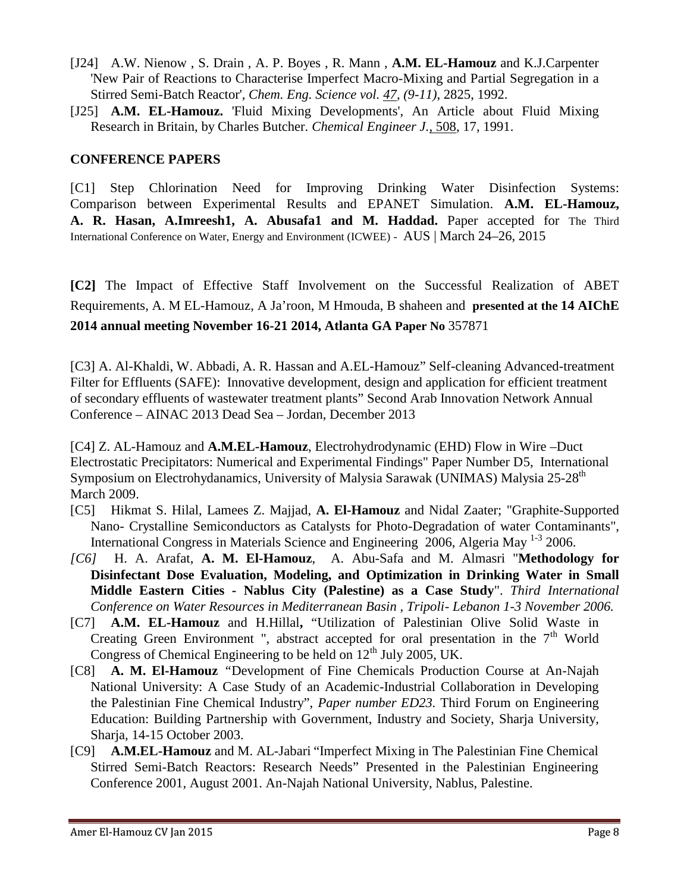[J24] A.W. Nienow , S. Drain , A. P. Boyes , R. Mann , **A.M. EL-Hamouz** and K.J.Carpenter 'New Pair of Reactions to Characterise Imperfect Macro-Mixing and Partial Segregation in a Stirred Semi-Batch Reactor', *Chem. Eng. Science vol. 47, (9-11)*, 2825, 1992.

[J25] **A.M. EL-Hamouz.** 'Fluid Mixing Developments', An Article about Fluid Mixing Research in Britain, by Charles Butcher. *Chemical Engineer J.*, 508, 17, 1991.

## CONFERENCE PAPERS

[C1] Step Chlorination Need for Improving Drinking Water Disinfection Systems: Comparison between Experimental Results and EPANET Simulation. **A.M. EL-Hamouz, A. R. Hasan, A.Imreesh1, A. Abusafa1 and M. Haddad.** Paper accepted for The Third International Conference on Water, Energy and Environment (ICWEE) - AUS | March 24–26, 2015

**[C2]** The Impact of Effective Staff Involvement on the Successful Realization of ABET Requirements, A. M EL-Hamouz, A Ja'roon, M Hmouda, B shaheen and **presented at the 14 AIChE 2014 annual meeting November 16-21 2014, Atlanta GA Paper No** 357871

[C3] A. Al-Khaldi, W. Abbadi, A. R. Hassan and A.EL-Hamouz" Self-cleaning Advanced-treatment Filter for Effluents (SAFE): Innovative development, design and application for efficient treatment of secondary effluents of wastewater treatment plants" Second Arab Innovation Network Annual Conference – AINAC 2013 Dead Sea – Jordan, December 2013

[C4] Z. AL-Hamouz and **A.M.EL-Hamouz**, Electrohydrodynamic (EHD) Flow in Wire –Duct Electrostatic Precipitators: Numerical and Experimental Findings" Paper Number D5, International Symposium on Electrohydanamics, University of Malysia Sarawak (UNIMAS) Malysia 25-28th March 2009.

[C5] Hikmat S. Hilal, Lamees Z. Majjad, **A. El-Hamouz** and Nidal Zaater; "Graphite-Supported Nano- Crystalline Semiconductors as Catalysts for Photo-Degradation of water Contaminants", International Congress in Materials Science and Engineering 2006, Algeria May 1-3 2006.

*[C6]* H. A. Arafat, **A. M. El-Hamouz**, A. Abu-Safa and M. Almasri "**Methodology for Disinfectant Dose Evaluation, Modeling, and Optimization in Drinking Water in Small Middle Eastern Cities - Nablus City (Palestine) as a Case Study**". *Third International Conference on Water Resources in Mediterranean Basin , Tripoli- Lebanon 1-3 November 2006.*

[C7] **A.M. EL-Hamouz** and H.Hillal**,** "Utilization of Palestinian Olive Solid Waste in Creating Green Environment ", abstract accepted for oral presentation in the 7th World Congress of Chemical Engineering to be held on 12th July 2005, UK.

[C8] **A. M. El-Hamouz** "Development of Fine Chemicals Production Course at An-Najah National University: A Case Study of an Academic-Industrial Collaboration in Developing the Palestinian Fine Chemical Industry", *Paper number ED23.* Third Forum on Engineering Education: Building Partnership with Government, Industry and Society, Sharja University, Sharja, 14-15 October 2003.

[C9] **A.M.EL-Hamouz** and M. AL-Jabari "Imperfect Mixing in The Palestinian Fine Chemical Stirred Semi-Batch Reactors: Research Needs" Presented in the Palestinian Engineering Conference 2001, August 2001. An-Najah National University, Nablus, Palestine.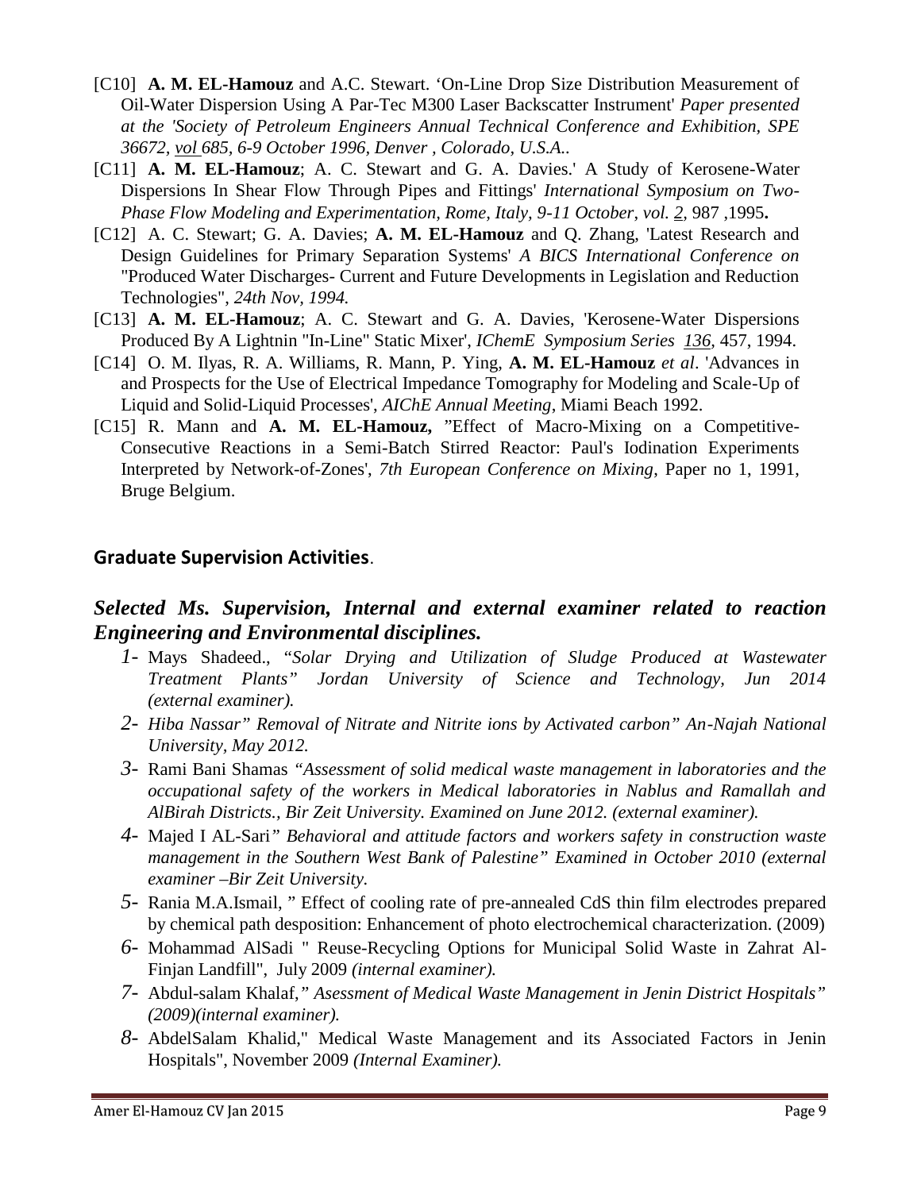[C10] **A. M. EL-Hamouz** and A.C. Stewart. 'On-Line Drop Size Distribution Measurement of Oil-Water Dispersion Using A Par-Tec M300 Laser Backscatter Instrument' *Paper presented at the 'Society of Petroleum Engineers Annual Technical Conference and Exhibition, SPE 36672, vol 685, 6-9 October 1996, Denver , Colorado, U.S.A.*.

[C11] **A. M. EL-Hamouz**; A. C. Stewart and G. A. Davies.' A Study of Kerosene-Water Dispersions In Shear Flow Through Pipes and Fittings' *International Symposium on Two-Phase Flow Modeling and Experimentation, Rome, Italy, 9-11 October, vol. 2*, 987 ,1995**.**

[C12] A. C. Stewart; G. A. Davies; **A. M. EL-Hamouz** and Q. Zhang, 'Latest Research and Design Guidelines for Primary Separation Systems' *A BICS International Conference on* "Produced Water Discharges- Current and Future Developments in Legislation and Reduction Technologies", *24th Nov, 1994.*

[C13] **A. M. EL-Hamouz**; A. C. Stewart and G. A. Davies, 'Kerosene-Water Dispersions Produced By A Lightnin "In-Line" Static Mixer', *IChemE Symposium Series 136*, 457, 1994.

[C14] O. M. Ilyas, R. A. Williams, R. Mann, P. Ying, **A. M. EL-Hamouz** *et al*. 'Advances in and Prospects for the Use of Electrical Impedance Tomography for Modeling and Scale-Up of Liquid and Solid-Liquid Processes', *AIChE Annual Meeting*, Miami Beach 1992.

[C15] R. Mann and **A. M. EL-Hamouz,** "Effect of Macro-Mixing on a Competitive-Consecutive Reactions in a Semi-Batch Stirred Reactor: Paul's Iodination Experiments Interpreted by Network-of-Zones', *7th European Conference on Mixing,* Paper no 1, 1991, Bruge Belgium.

## Graduate Supervision Activities.

### *Selected Ms. Supervision, Internal and external examiner related to reaction Engineering and Environmental disciplines.*

1- Mays Shadeed., "*Solar Drying and Utilization of Sludge Produced at Wastewater Treatment Plants" Jordan University of Science and Technology, Jun 2014 (external examiner).*

2- *Hiba Nassar" Removal of Nitrate and Nitrite ions by Activated carbon" An-Najah National University, May 2012.*

3- Rami Bani Shamas *"Assessment of solid medical waste management in laboratories and the occupational safety of the workers in Medical laboratories in Nablus and Ramallah and AlBirah Districts., Bir Zeit University. Examined on June 2012. (external examiner).*

4- Majed I AL-Sari*" Behavioral and attitude factors and workers safety in construction waste management in the Southern West Bank of Palestine" Examined in October 2010 (external examiner –Bir Zeit University.*

5- Rania M.A.Ismail, " Effect of cooling rate of pre-annealed CdS thin film electrodes prepared by chemical path desposition: Enhancement of photo electrochemical characterization. (2009)

6- Mohammad AlSadi " Reuse-Recycling Options for Municipal Solid Waste in Zahrat Al-Finjan Landfill", July 2009 *(internal examiner).*

7- Abdul-salam Khalaf,*" Asessment of Medical Waste Management in Jenin District Hospitals" (2009)(internal examiner).*

8- AbdelSalam Khalid," Medical Waste Management and its Associated Factors in Jenin Hospitals", November 2009 *(Internal Examiner).*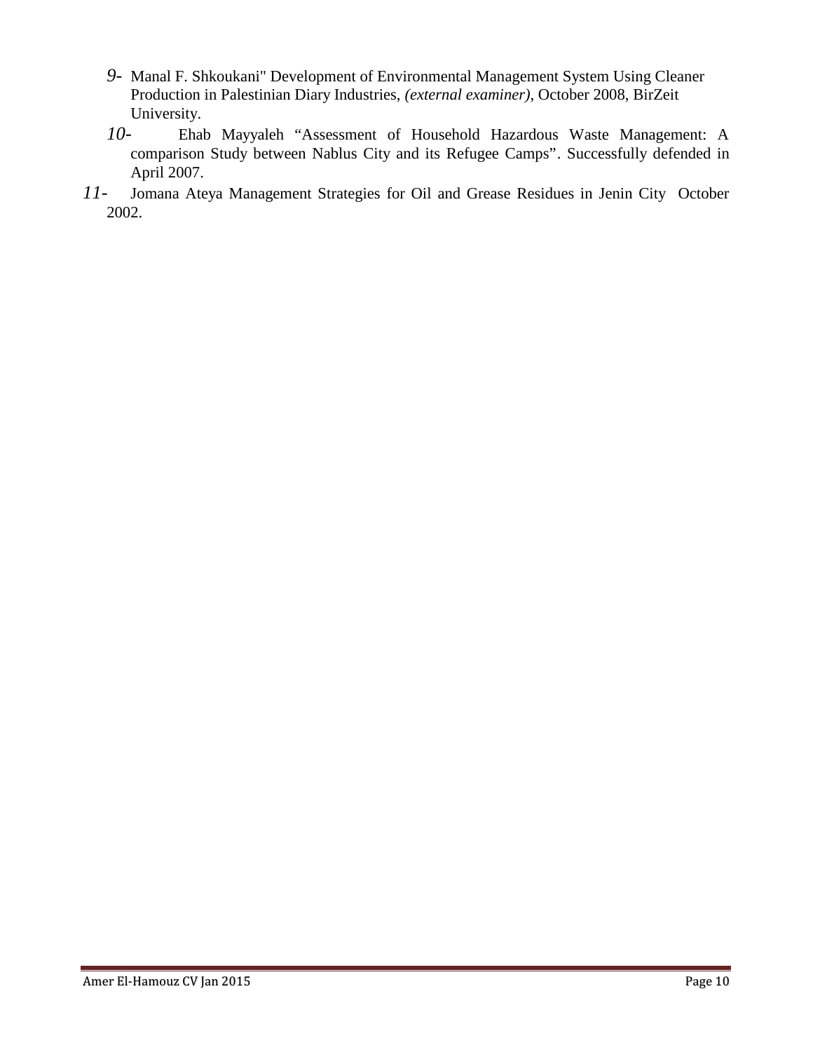9- Manal F. Shkoukani" Development of Environmental Management System Using Cleaner Production in Palestinian Diary Industries, *(external examiner)*, October 2008, BirZeit University.

10- Ehab Mayyaleh “Assessment of Household Hazardous Waste Management: A comparison Study between Nablus City and its Refugee Camps”. Successfully defended in April 2007.

11- Jomana Ateya Management Strategies for Oil and Grease Residues in Jenin City October 2002.